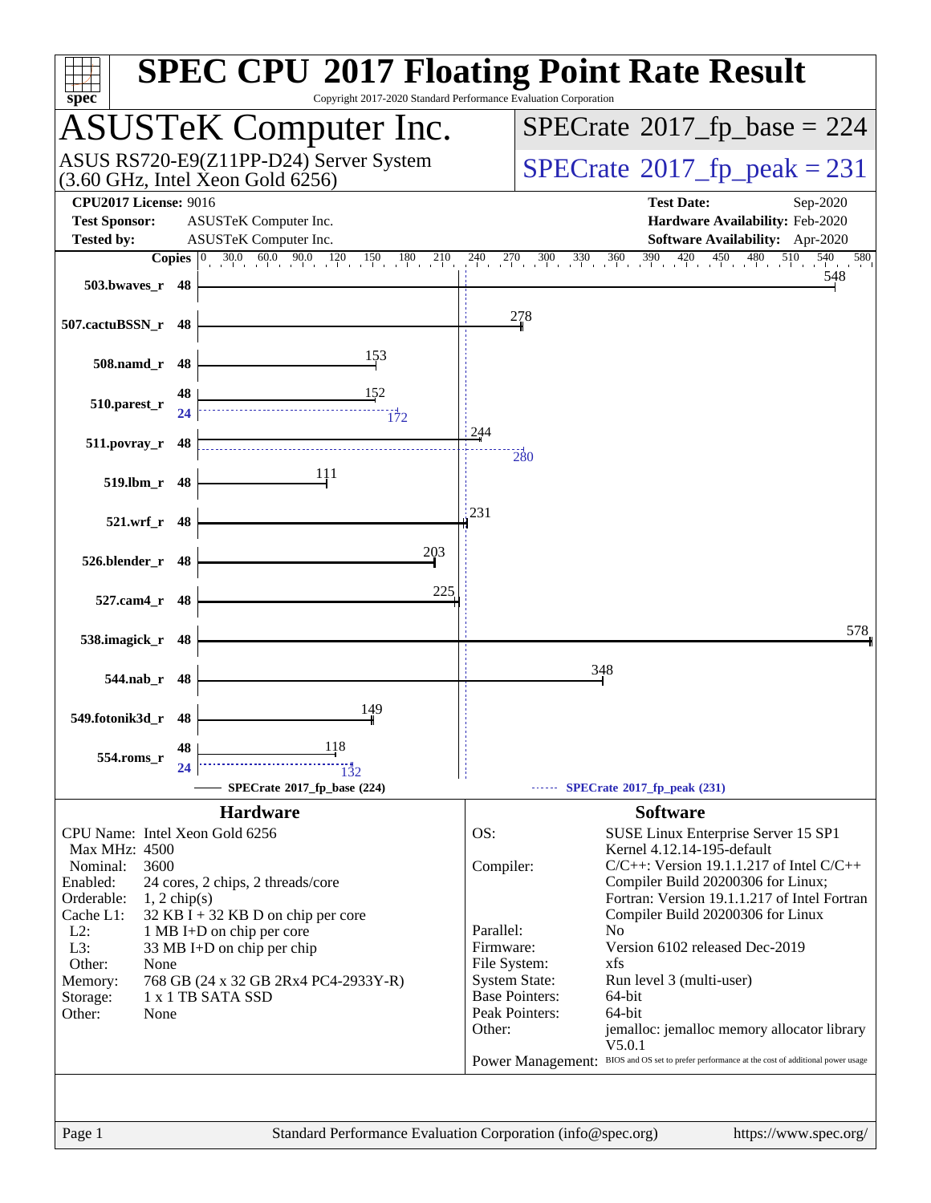# SPEC CPU 2017 Floating Point Rate Result

Copyright 2017-2020 Standard Performance Evaluation Corporation

## ASUSTeK Computer Inc.

ASUS RS720-E9(Z11PP-D24) Server System (3.60 GHz, Intel Xeon Gold 6256)

SPECrate 2017_fp_base = 224

SPECrate 2017_fp_peak = 231

**CPU2017 License:** 9016
**Test Sponsor:** ASUSTeK Computer Inc.
**Tested by:** ASUSTeK Computer Inc.

**Test Date:** Sep-2020
**Hardware Availability:** Feb-2020
**Software Availability:** Apr-2020

| Benchmark | Copies | Base | Peak |
|---|---|---|---|
| 503.bwaves_r | 48 | 548 | |
| 507.cactuBSSN_r | 48 | 278 | |
| 508.namd_r | 48 | 153 | |
| 510.parest_r | 48 / 24 | 152 | 172 |
| 511.povray_r | 48 | 244 | 280 |
| 519.lbm_r | 48 | 111 | |
| 521.wrf_r | 48 | 231 | |
| 526.blender_r | 48 | 203 | |
| 527.cam4_r | 48 | 225 | |
| 538.imagick_r | 48 | 578 | |
| 544.nab_r | 48 | 348 | |
| 549.fotonik3d_r | 48 | 149 | |
| 554.roms_r | 48 / 24 | 118 | 132 |

SPECrate 2017_fp_base (224) — SPECrate 2017_fp_peak (231)

## Hardware

| | |
|---|---|
| CPU Name: | Intel Xeon Gold 6256 |
| Max MHz: | 4500 |
| Nominal: | 3600 |
| Enabled: | 24 cores, 2 chips, 2 threads/core |
| Orderable: | 1, 2 chip(s) |
| Cache L1: | 32 KB I + 32 KB D on chip per core |
| L2: | 1 MB I+D on chip per core |
| L3: | 33 MB I+D on chip per chip |
| Other: | None |
| Memory: | 768 GB (24 x 32 GB 2Rx4 PC4-2933Y-R) |
| Storage: | 1 x 1 TB SATA SSD |
| Other: | None |

## Software

| | |
|---|---|
| OS: | SUSE Linux Enterprise Server 15 SP1 Kernel 4.12.14-195-default |
| Compiler: | C/C++: Version 19.1.1.217 of Intel C/C++ Compiler Build 20200306 for Linux; Fortran: Version 19.1.1.217 of Intel Fortran Compiler Build 20200306 for Linux |
| Parallel: | No |
| Firmware: | Version 6102 released Dec-2019 |
| File System: | xfs |
| System State: | Run level 3 (multi-user) |
| Base Pointers: | 64-bit |
| Peak Pointers: | 64-bit |
| Other: | jemalloc: jemalloc memory allocator library V5.0.1 |
| Power Management: | BIOS and OS set to prefer performance at the cost of additional power usage |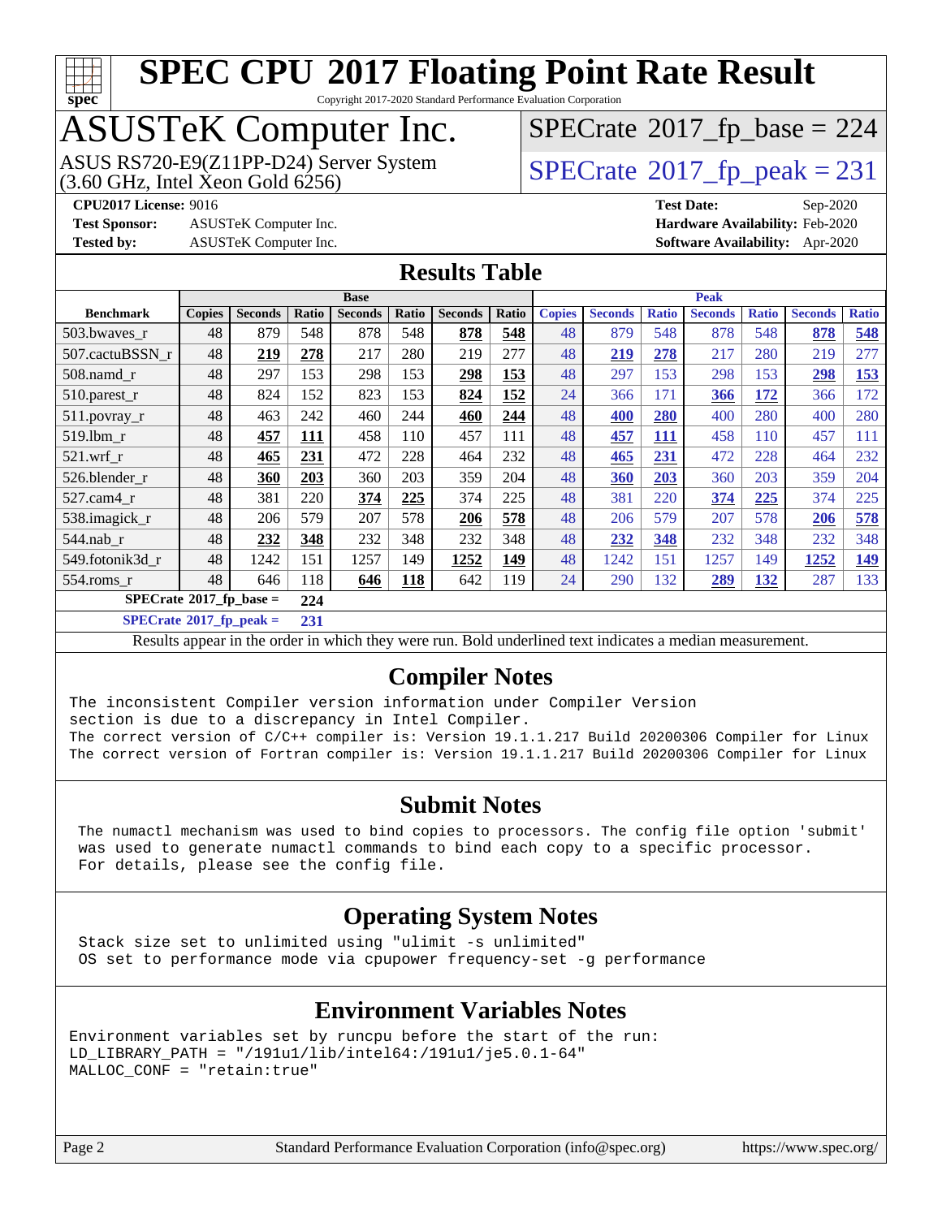# SPEC CPU 2017 Floating Point Rate Result

Copyright 2017-2020 Standard Performance Evaluation Corporation

## ASUSTeK Computer Inc.

ASUS RS720-E9(Z11PP-D24) Server System
(3.60 GHz, Intel Xeon Gold 6256)

SPECrate 2017_fp_base = 224

SPECrate 2017_fp_peak = 231

**CPU2017 License:** 9016
**Test Sponsor:** ASUSTeK Computer Inc.
**Tested by:** ASUSTeK Computer Inc.

**Test Date:** Sep-2020
**Hardware Availability:** Feb-2020
**Software Availability:** Apr-2020

## Results Table

| Benchmark | Base | | | | | | | Peak | | | | | | |
|---|---|---|---|---|---|---|---|---|---|---|---|---|---|---|
| | Copies | Seconds | Ratio | Seconds | Ratio | Seconds | Ratio | Copies | Seconds | Ratio | Seconds | Ratio | Seconds | Ratio |
| 503.bwaves_r | 48 | 879 | 548 | 878 | 548 | **878** | **548** | 48 | 879 | 548 | 878 | 548 | **878** | **548** |
| 507.cactuBSSN_r | 48 | **219** | **278** | 217 | 280 | 219 | 277 | 48 | **219** | **278** | 217 | 280 | 219 | 277 |
| 508.namd_r | 48 | 297 | 153 | 298 | 153 | **298** | **153** | 48 | 297 | 153 | 298 | 153 | **298** | **153** |
| 510.parest_r | 48 | 824 | 152 | 823 | 153 | **824** | **152** | 24 | 366 | 171 | **366** | **172** | 366 | 172 |
| 511.povray_r | 48 | 463 | 242 | 460 | 244 | **460** | **244** | 48 | **400** | **280** | 400 | 280 | 400 | 280 |
| 519.lbm_r | 48 | **457** | **111** | 458 | 110 | 457 | 111 | 48 | **457** | **111** | 458 | 110 | 457 | 111 |
| 521.wrf_r | 48 | **465** | **231** | 472 | 228 | 464 | 232 | 48 | **465** | **231** | 472 | 228 | 464 | 232 |
| 526.blender_r | 48 | **360** | **203** | 360 | 203 | 359 | 204 | 48 | **360** | **203** | 360 | 203 | 359 | 204 |
| 527.cam4_r | 48 | 381 | 220 | **374** | **225** | 374 | 225 | 48 | 381 | 220 | **374** | **225** | 374 | 225 |
| 538.imagick_r | 48 | 206 | 579 | 207 | 578 | **206** | **578** | 48 | 206 | 579 | 207 | 578 | **206** | **578** |
| 544.nab_r | 48 | **232** | **348** | 232 | 348 | 232 | 348 | 48 | **232** | **348** | 232 | 348 | 232 | 348 |
| 549.fotonik3d_r | 48 | 1242 | 151 | 1257 | 149 | **1252** | **149** | 48 | 1242 | 151 | 1257 | 149 | **1252** | **149** |
| 554.roms_r | 48 | 646 | 118 | **646** | **118** | 642 | 119 | 24 | 290 | 132 | **289** | **132** | 287 | 133 |

**SPECrate 2017_fp_base = 224**

**SPECrate 2017_fp_peak = 231**

Results appear in the order in which they were run. Bold underlined text indicates a median measurement.

## Compiler Notes

```
The inconsistent Compiler version information under Compiler Version
section is due to a discrepancy in Intel Compiler.
The correct version of C/C++ compiler is: Version 19.1.1.217 Build 20200306 Compiler for Linux
The correct version of Fortran compiler is: Version 19.1.1.217 Build 20200306 Compiler for Linux
```

## Submit Notes

```
The numactl mechanism was used to bind copies to processors. The config file option 'submit'
was used to generate numactl commands to bind each copy to a specific processor.
For details, please see the config file.
```

## Operating System Notes

```
Stack size set to unlimited using "ulimit -s unlimited"
OS set to performance mode via cpupower frequency-set -g performance
```

## Environment Variables Notes

```
Environment variables set by runcpu before the start of the run:
LD_LIBRARY_PATH = "/191u1/lib/intel64:/191u1/je5.0.1-64"
MALLOC_CONF = "retain:true"
```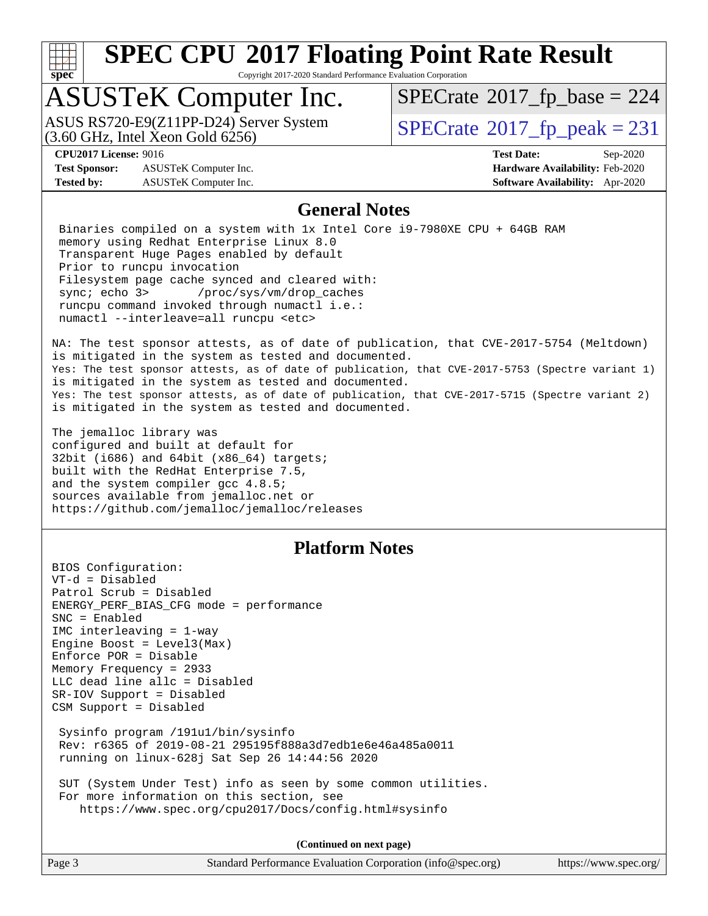# SPEC CPU 2017 Floating Point Rate Result

Copyright 2017-2020 Standard Performance Evaluation Corporation

## ASUSTeK Computer Inc.

ASUS RS720-E9(Z11PP-D24) Server System
(3.60 GHz, Intel Xeon Gold 6256)

SPECrate 2017_fp_base = 224

SPECrate 2017_fp_peak = 231

**CPU2017 License:** 9016
**Test Sponsor:** ASUSTeK Computer Inc.
**Tested by:** ASUSTeK Computer Inc.

**Test Date:** Sep-2020
**Hardware Availability:** Feb-2020
**Software Availability:** Apr-2020

## General Notes

```
 Binaries compiled on a system with 1x Intel Core i9-7980XE CPU + 64GB RAM
 memory using Redhat Enterprise Linux 8.0
 Transparent Huge Pages enabled by default
 Prior to runcpu invocation
 Filesystem page cache synced and cleared with:
 sync; echo 3>       /proc/sys/vm/drop_caches
 runcpu command invoked through numactl i.e.:
 numactl --interleave=all runcpu <etc>
```

NA: The test sponsor attests, as of date of publication, that CVE-2017-5754 (Meltdown) is mitigated in the system as tested and documented.
Yes: The test sponsor attests, as of date of publication, that CVE-2017-5753 (Spectre variant 1) is mitigated in the system as tested and documented.
Yes: The test sponsor attests, as of date of publication, that CVE-2017-5715 (Spectre variant 2) is mitigated in the system as tested and documented.

The jemalloc library was
configured and built at default for
32bit (i686) and 64bit (x86_64) targets;
built with the RedHat Enterprise 7.5,
and the system compiler gcc 4.8.5;
sources available from jemalloc.net or
https://github.com/jemalloc/jemalloc/releases

## Platform Notes

```
BIOS Configuration:
VT-d = Disabled
Patrol Scrub = Disabled
ENERGY_PERF_BIAS_CFG mode = performance
SNC = Enabled
IMC interleaving = 1-way
Engine Boost = Level3(Max)
Enforce POR = Disable
Memory Frequency = 2933
LLC dead line allc = Disabled
SR-IOV Support = Disabled
CSM Support = Disabled

 Sysinfo program /191u1/bin/sysinfo
 Rev: r6365 of 2019-08-21 295195f888a3d7edb1e6e46a485a0011
 running on linux-628j Sat Sep 26 14:44:56 2020

 SUT (System Under Test) info as seen by some common utilities.
 For more information on this section, see
    https://www.spec.org/cpu2017/Docs/config.html#sysinfo
```

**(Continued on next page)**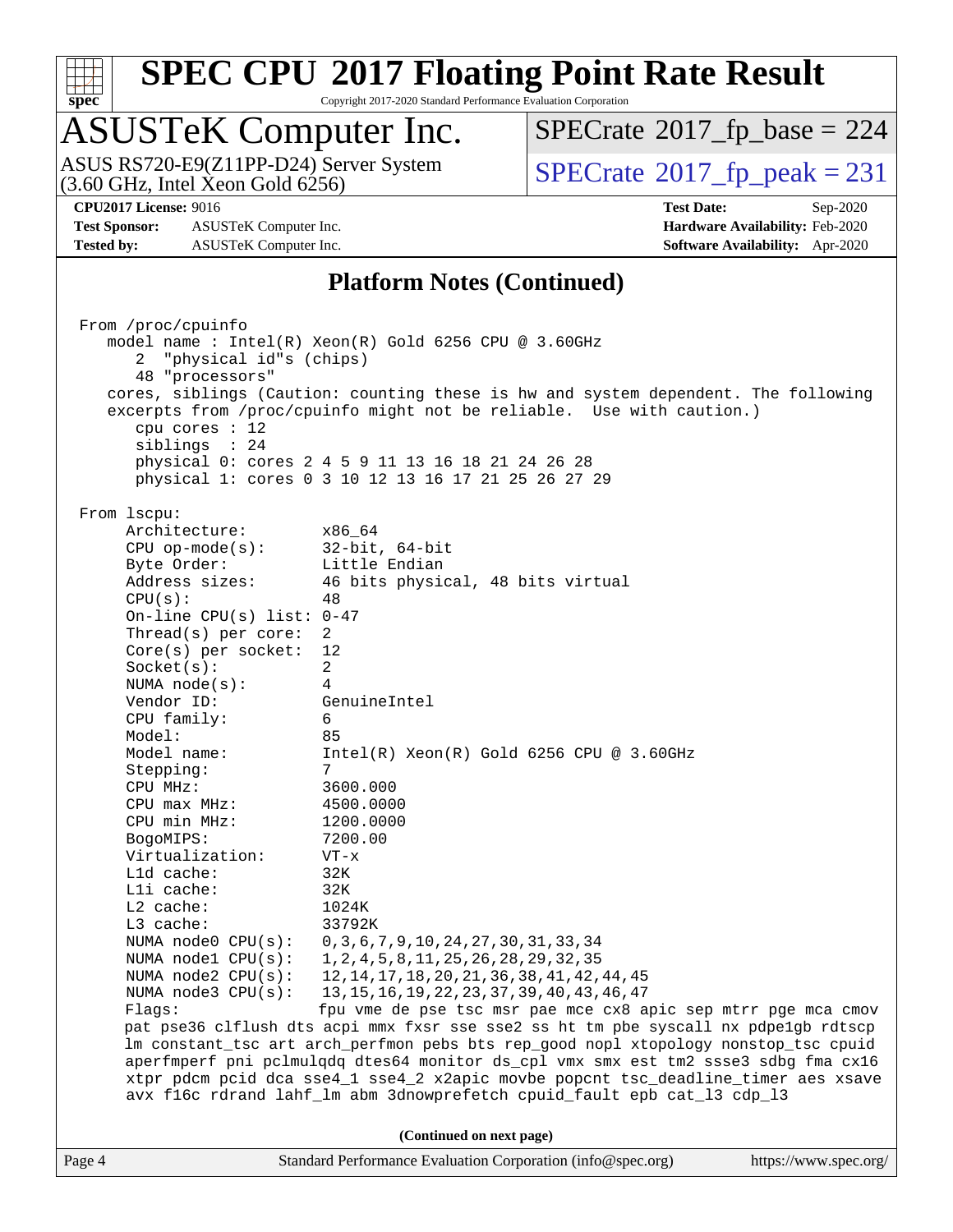## Platform Notes (Continued)

```
From /proc/cpuinfo
   model name : Intel(R) Xeon(R) Gold 6256 CPU @ 3.60GHz
      2  "physical id"s (chips)
      48 "processors"
   cores, siblings (Caution: counting these is hw and system dependent. The following
   excerpts from /proc/cpuinfo might not be reliable.  Use with caution.)
      cpu cores : 12
      siblings  : 24
      physical 0: cores 2 4 5 9 11 13 16 18 21 24 26 28
      physical 1: cores 0 3 10 12 13 16 17 21 25 26 27 29

From lscpu:
     Architecture:          x86_64
     CPU op-mode(s):        32-bit, 64-bit
     Byte Order:            Little Endian
     Address sizes:         46 bits physical, 48 bits virtual
     CPU(s):                48
     On-line CPU(s) list:   0-47
     Thread(s) per core:    2
     Core(s) per socket:    12
     Socket(s):             2
     NUMA node(s):          4
     Vendor ID:             GenuineIntel
     CPU family:            6
     Model:                 85
     Model name:            Intel(R) Xeon(R) Gold 6256 CPU @ 3.60GHz
     Stepping:              7
     CPU MHz:               3600.000
     CPU max MHz:           4500.0000
     CPU min MHz:           1200.0000
     BogoMIPS:              7200.00
     Virtualization:        VT-x
     L1d cache:             32K
     L1i cache:             32K
     L2 cache:              1024K
     L3 cache:              33792K
     NUMA node0 CPU(s):     0,3,6,7,9,10,24,27,30,31,33,34
     NUMA node1 CPU(s):     1,2,4,5,8,11,25,26,28,29,32,35
     NUMA node2 CPU(s):     12,14,17,18,20,21,36,38,41,42,44,45
     NUMA node3 CPU(s):     13,15,16,19,22,23,37,39,40,43,46,47
     Flags:                 fpu vme de pse tsc msr pae mce cx8 apic sep mtrr pge mca cmov
     pat pse36 clflush dts acpi mmx fxsr sse sse2 ss ht tm pbe syscall nx pdpe1gb rdtscp
     lm constant_tsc art arch_perfmon pebs bts rep_good nopl xtopology nonstop_tsc cpuid
     aperfmperf pni pclmulqdq dtes64 monitor ds_cpl vmx smx est tm2 ssse3 sdbg fma cx16
     xtpr pdcm pcid dca sse4_1 sse4_2 x2apic movbe popcnt tsc_deadline_timer aes xsave
     avx f16c rdrand lahf_lm abm 3dnowprefetch cpuid_fault epb cat_l3 cdp_l3
```

(Continued on next page)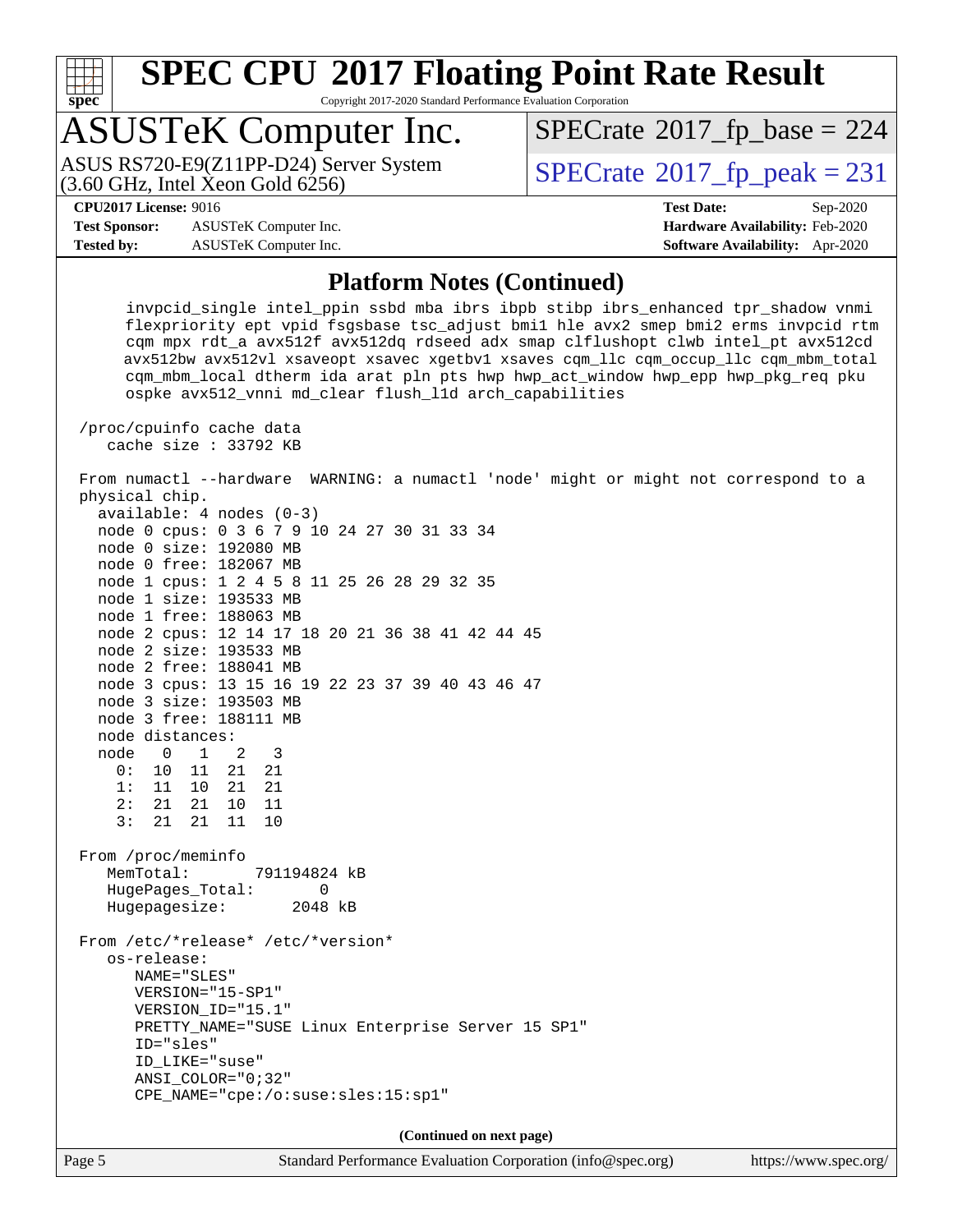# SPEC CPU 2017 Floating Point Rate Result

Copyright 2017-2020 Standard Performance Evaluation Corporation

## ASUSTeK Computer Inc.

ASUS RS720-E9(Z11PP-D24) Server System
(3.60 GHz, Intel Xeon Gold 6256)

SPECrate 2017_fp_base = 224

SPECrate 2017_fp_peak = 231

**CPU2017 License:** 9016
**Test Sponsor:** ASUSTeK Computer Inc.
**Tested by:** ASUSTeK Computer Inc.

**Test Date:** Sep-2020
**Hardware Availability:** Feb-2020
**Software Availability:** Apr-2020

### Platform Notes (Continued)

```
      invpcid_single intel_ppin ssbd mba ibrs ibpb stibp ibrs_enhanced tpr_shadow vnmi
      flexpriority ept vpid fsgsbase tsc_adjust bmi1 hle avx2 smep bmi2 erms invpcid rtm
      cqm mpx rdt_a avx512f avx512dq rdseed adx smap clflushopt clwb intel_pt avx512cd
      avx512bw avx512vl xsaveopt xsavec xgetbv1 xsaves cqm_llc cqm_occup_llc cqm_mbm_total
      cqm_mbm_local dtherm ida arat pln pts hwp hwp_act_window hwp_epp hwp_pkg_req pku
      ospke avx512_vnni md_clear flush_l1d arch_capabilities

 /proc/cpuinfo cache data
    cache size : 33792 KB

 From numactl --hardware  WARNING: a numactl 'node' might or might not correspond to a
 physical chip.
   available: 4 nodes (0-3)
   node 0 cpus: 0 3 6 7 9 10 24 27 30 31 33 34
   node 0 size: 192080 MB
   node 0 free: 182067 MB
   node 1 cpus: 1 2 4 5 8 11 25 26 28 29 32 35
   node 1 size: 193533 MB
   node 1 free: 188063 MB
   node 2 cpus: 12 14 17 18 20 21 36 38 41 42 44 45
   node 2 size: 193533 MB
   node 2 free: 188041 MB
   node 3 cpus: 13 15 16 19 22 23 37 39 40 43 46 47
   node 3 size: 193503 MB
   node 3 free: 188111 MB
   node distances:
   node   0   1   2   3
     0:  10  11  21  21
     1:  11  10  21  21
     2:  21  21  10  11
     3:  21  21  11  10

 From /proc/meminfo
    MemTotal:       791194824 kB
    HugePages_Total:       0
    Hugepagesize:       2048 kB

 From /etc/*release* /etc/*version*
    os-release:
       NAME="SLES"
       VERSION="15-SP1"
       VERSION_ID="15.1"
       PRETTY_NAME="SUSE Linux Enterprise Server 15 SP1"
       ID="sles"
       ID_LIKE="suse"
       ANSI_COLOR="0;32"
       CPE_NAME="cpe:/o:suse:sles:15:sp1"
```

**(Continued on next page)**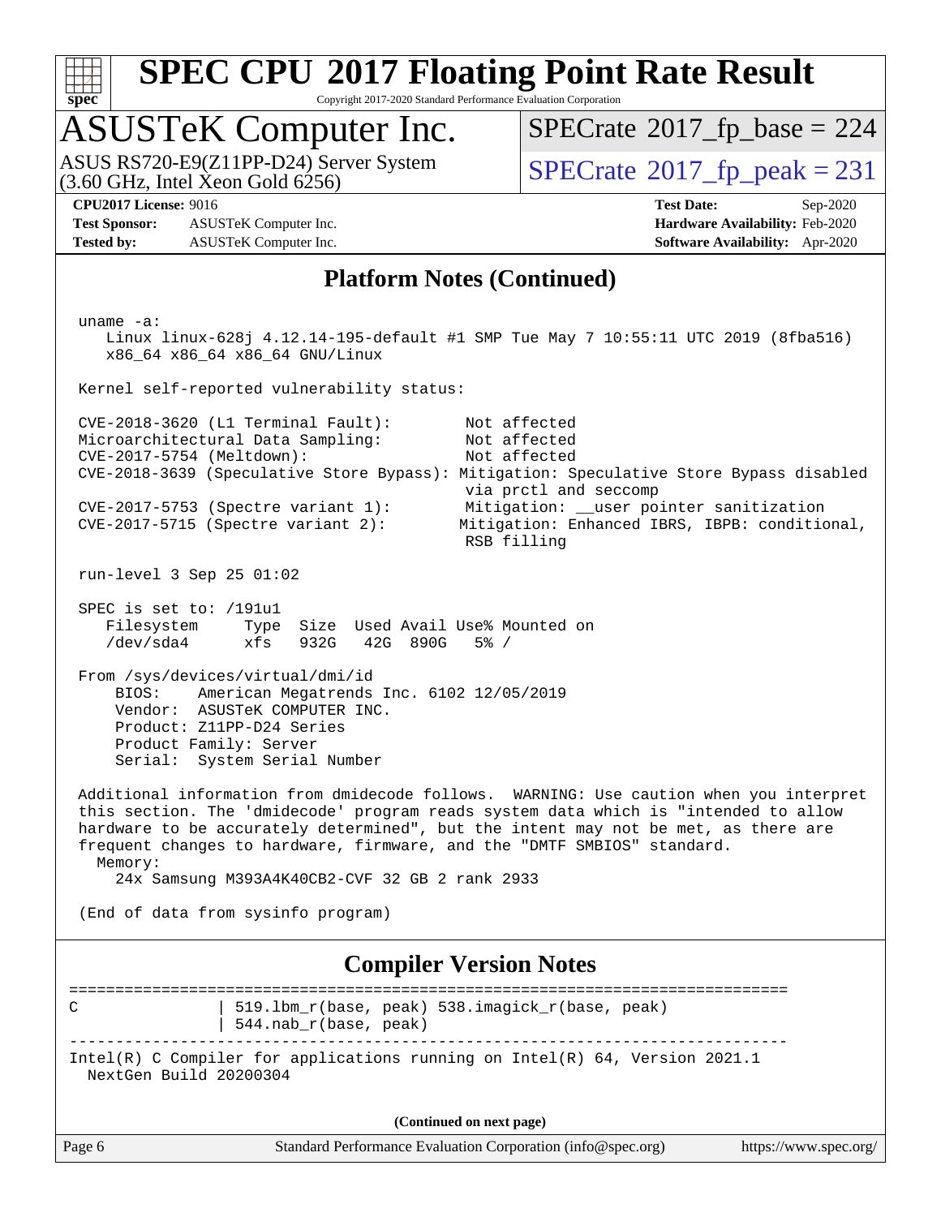## Platform Notes (Continued)

```
uname -a:
   Linux linux-628j 4.12.14-195-default #1 SMP Tue May 7 10:55:11 UTC 2019 (8fba516)
   x86_64 x86_64 x86_64 GNU/Linux

Kernel self-reported vulnerability status:

CVE-2018-3620 (L1 Terminal Fault):         Not affected
Microarchitectural Data Sampling:          Not affected
CVE-2017-5754 (Meltdown):                  Not affected
CVE-2018-3639 (Speculative Store Bypass): Mitigation: Speculative Store Bypass disabled
                                           via prctl and seccomp
CVE-2017-5753 (Spectre variant 1):         Mitigation: __user pointer sanitization
CVE-2017-5715 (Spectre variant 2):        Mitigation: Enhanced IBRS, IBPB: conditional,
                                           RSB filling

run-level 3 Sep 25 01:02

SPEC is set to: /191u1
   Filesystem     Type  Size  Used Avail Use% Mounted on
   /dev/sda4      xfs   932G   42G  890G   5% /

From /sys/devices/virtual/dmi/id
    BIOS:    American Megatrends Inc. 6102 12/05/2019
    Vendor:  ASUSTeK COMPUTER INC.
    Product: Z11PP-D24 Series
    Product Family: Server
    Serial:  System Serial Number

Additional information from dmidecode follows.  WARNING: Use caution when you interpret
this section. The 'dmidecode' program reads system data which is "intended to allow
hardware to be accurately determined", but the intent may not be met, as there are
frequent changes to hardware, firmware, and the "DMTF SMBIOS" standard.
  Memory:
    24x Samsung M393A4K40CB2-CVF 32 GB 2 rank 2933

(End of data from sysinfo program)
```

## Compiler Version Notes

```
==============================================================================
C               | 519.lbm_r(base, peak) 538.imagick_r(base, peak)
                | 544.nab_r(base, peak)
------------------------------------------------------------------------------
Intel(R) C Compiler for applications running on Intel(R) 64, Version 2021.1
  NextGen Build 20200304
```

(Continued on next page)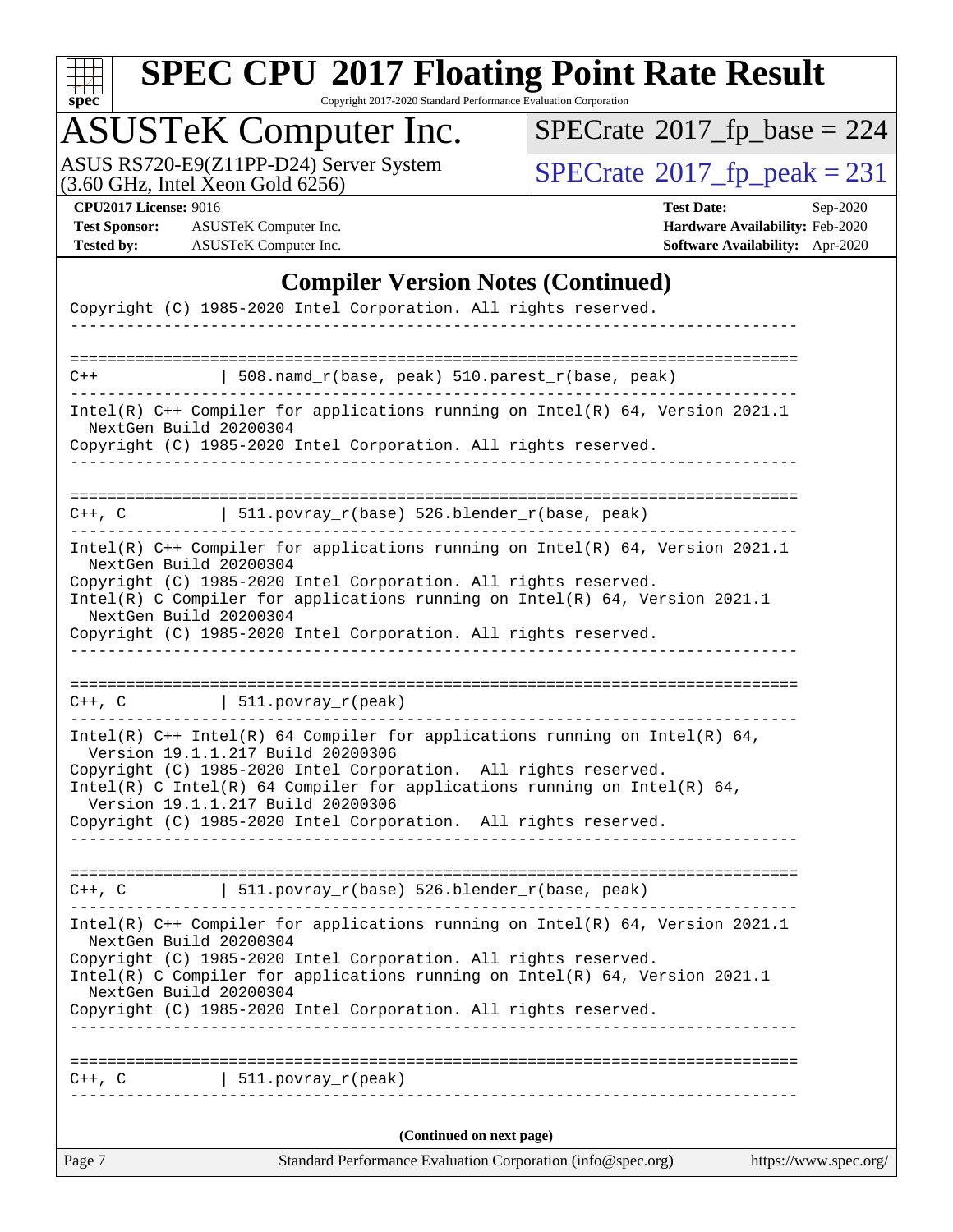## Compiler Version Notes (Continued)

```
Copyright (C) 1985-2020 Intel Corporation. All rights reserved.
------------------------------------------------------------------------------

==============================================================================
C++             | 508.namd_r(base, peak) 510.parest_r(base, peak)
------------------------------------------------------------------------------
Intel(R) C++ Compiler for applications running on Intel(R) 64, Version 2021.1
  NextGen Build 20200304
Copyright (C) 1985-2020 Intel Corporation. All rights reserved.
------------------------------------------------------------------------------

==============================================================================
C++, C          | 511.povray_r(base) 526.blender_r(base, peak)
------------------------------------------------------------------------------
Intel(R) C++ Compiler for applications running on Intel(R) 64, Version 2021.1
  NextGen Build 20200304
Copyright (C) 1985-2020 Intel Corporation. All rights reserved.
Intel(R) C Compiler for applications running on Intel(R) 64, Version 2021.1
  NextGen Build 20200304
Copyright (C) 1985-2020 Intel Corporation. All rights reserved.
------------------------------------------------------------------------------

==============================================================================
C++, C          | 511.povray_r(peak)
------------------------------------------------------------------------------
Intel(R) C++ Intel(R) 64 Compiler for applications running on Intel(R) 64,
  Version 19.1.1.217 Build 20200306
Copyright (C) 1985-2020 Intel Corporation.  All rights reserved.
Intel(R) C Intel(R) 64 Compiler for applications running on Intel(R) 64,
  Version 19.1.1.217 Build 20200306
Copyright (C) 1985-2020 Intel Corporation.  All rights reserved.
------------------------------------------------------------------------------

==============================================================================
C++, C          | 511.povray_r(base) 526.blender_r(base, peak)
------------------------------------------------------------------------------
Intel(R) C++ Compiler for applications running on Intel(R) 64, Version 2021.1
  NextGen Build 20200304
Copyright (C) 1985-2020 Intel Corporation. All rights reserved.
Intel(R) C Compiler for applications running on Intel(R) 64, Version 2021.1
  NextGen Build 20200304
Copyright (C) 1985-2020 Intel Corporation. All rights reserved.
------------------------------------------------------------------------------

==============================================================================
C++, C          | 511.povray_r(peak)
------------------------------------------------------------------------------
```

(Continued on next page)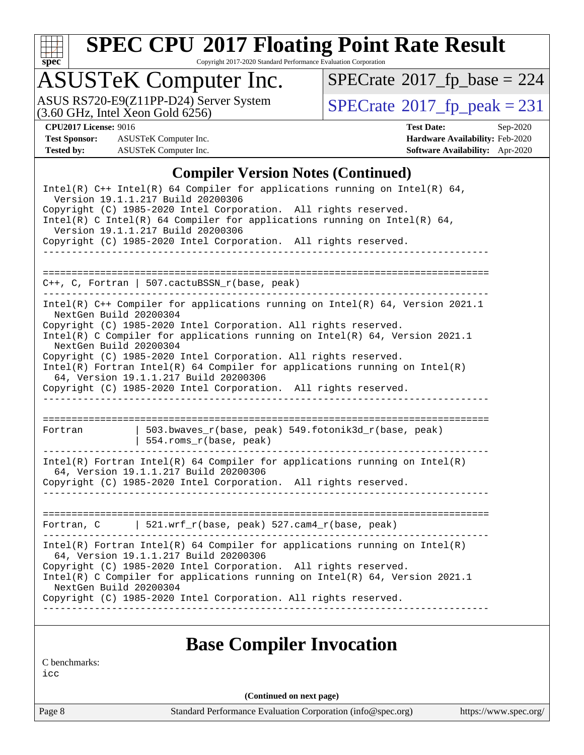# SPEC CPU 2017 Floating Point Rate Result

Copyright 2017-2020 Standard Performance Evaluation Corporation

## ASUSTeK Computer Inc.

ASUS RS720-E9(Z11PP-D24) Server System
(3.60 GHz, Intel Xeon Gold 6256)

SPECrate 2017_fp_base = 224

SPECrate 2017_fp_peak = 231

**CPU2017 License:** 9016
**Test Sponsor:** ASUSTeK Computer Inc.
**Tested by:** ASUSTeK Computer Inc.

**Test Date:** Sep-2020
**Hardware Availability:** Feb-2020
**Software Availability:** Apr-2020

### Compiler Version Notes (Continued)

```
Intel(R) C++ Intel(R) 64 Compiler for applications running on Intel(R) 64,
  Version 19.1.1.217 Build 20200306
Copyright (C) 1985-2020 Intel Corporation.  All rights reserved.
Intel(R) C Intel(R) 64 Compiler for applications running on Intel(R) 64,
  Version 19.1.1.217 Build 20200306
Copyright (C) 1985-2020 Intel Corporation.  All rights reserved.
------------------------------------------------------------------------------

==============================================================================
C++, C, Fortran | 507.cactuBSSN_r(base, peak)
------------------------------------------------------------------------------
Intel(R) C++ Compiler for applications running on Intel(R) 64, Version 2021.1
  NextGen Build 20200304
Copyright (C) 1985-2020 Intel Corporation. All rights reserved.
Intel(R) C Compiler for applications running on Intel(R) 64, Version 2021.1
  NextGen Build 20200304
Copyright (C) 1985-2020 Intel Corporation. All rights reserved.
Intel(R) Fortran Intel(R) 64 Compiler for applications running on Intel(R)
  64, Version 19.1.1.217 Build 20200306
Copyright (C) 1985-2020 Intel Corporation.  All rights reserved.
------------------------------------------------------------------------------

==============================================================================
Fortran         | 503.bwaves_r(base, peak) 549.fotonik3d_r(base, peak)
                | 554.roms_r(base, peak)
------------------------------------------------------------------------------
Intel(R) Fortran Intel(R) 64 Compiler for applications running on Intel(R)
  64, Version 19.1.1.217 Build 20200306
Copyright (C) 1985-2020 Intel Corporation.  All rights reserved.
------------------------------------------------------------------------------

==============================================================================
Fortran, C      | 521.wrf_r(base, peak) 527.cam4_r(base, peak)
------------------------------------------------------------------------------
Intel(R) Fortran Intel(R) 64 Compiler for applications running on Intel(R)
  64, Version 19.1.1.217 Build 20200306
Copyright (C) 1985-2020 Intel Corporation.  All rights reserved.
Intel(R) C Compiler for applications running on Intel(R) 64, Version 2021.1
  NextGen Build 20200304
Copyright (C) 1985-2020 Intel Corporation. All rights reserved.
------------------------------------------------------------------------------
```

## Base Compiler Invocation

C benchmarks:
icc

(Continued on next page)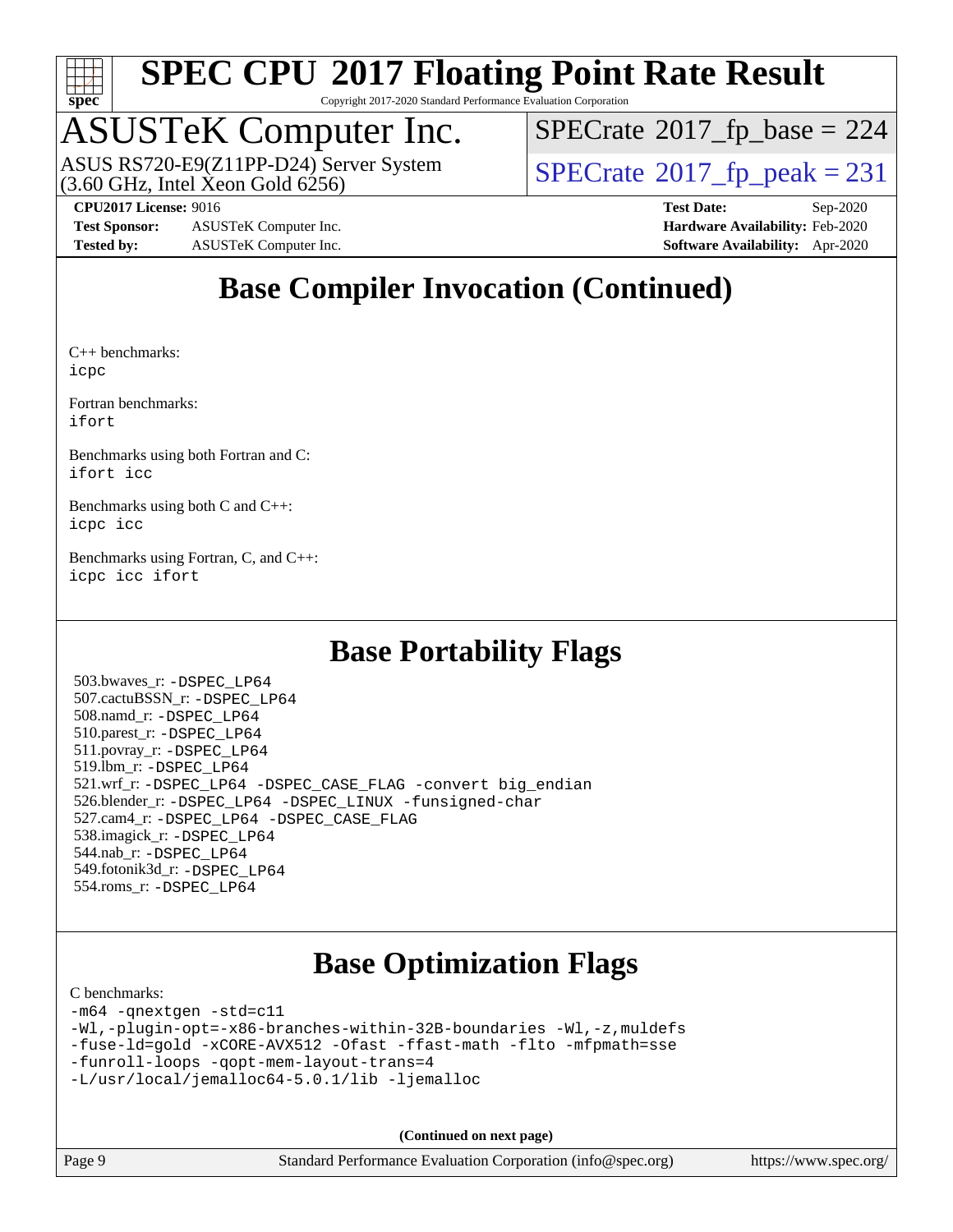# SPEC CPU 2017 Floating Point Rate Result

Copyright 2017-2020 Standard Performance Evaluation Corporation

## ASUSTeK Computer Inc.

ASUS RS720-E9(Z11PP-D24) Server System
(3.60 GHz, Intel Xeon Gold 6256)

SPECrate 2017_fp_base = 224

SPECrate 2017_fp_peak = 231

**CPU2017 License:** 9016
**Test Sponsor:** ASUSTeK Computer Inc.
**Tested by:** ASUSTeK Computer Inc.

**Test Date:** Sep-2020
**Hardware Availability:** Feb-2020
**Software Availability:** Apr-2020

## Base Compiler Invocation (Continued)

C++ benchmarks:
`icpc`

Fortran benchmarks:
`ifort`

Benchmarks using both Fortran and C:
`ifort icc`

Benchmarks using both C and C++:
`icpc icc`

Benchmarks using Fortran, C, and C++:
`icpc icc ifort`

## Base Portability Flags

503.bwaves_r: `-DSPEC_LP64`
507.cactuBSSN_r: `-DSPEC_LP64`
508.namd_r: `-DSPEC_LP64`
510.parest_r: `-DSPEC_LP64`
511.povray_r: `-DSPEC_LP64`
519.lbm_r: `-DSPEC_LP64`
521.wrf_r: `-DSPEC_LP64 -DSPEC_CASE_FLAG -convert big_endian`
526.blender_r: `-DSPEC_LP64 -DSPEC_LINUX -funsigned-char`
527.cam4_r: `-DSPEC_LP64 -DSPEC_CASE_FLAG`
538.imagick_r: `-DSPEC_LP64`
544.nab_r: `-DSPEC_LP64`
549.fotonik3d_r: `-DSPEC_LP64`
554.roms_r: `-DSPEC_LP64`

## Base Optimization Flags

C benchmarks:

```
-m64 -qnextgen -std=c11
-Wl,-plugin-opt=-x86-branches-within-32B-boundaries -Wl,-z,muldefs
-fuse-ld=gold -xCORE-AVX512 -Ofast -ffast-math -flto -mfpmath=sse
-funroll-loops -qopt-mem-layout-trans=4
-L/usr/local/jemalloc64-5.0.1/lib -ljemalloc
```

**(Continued on next page)**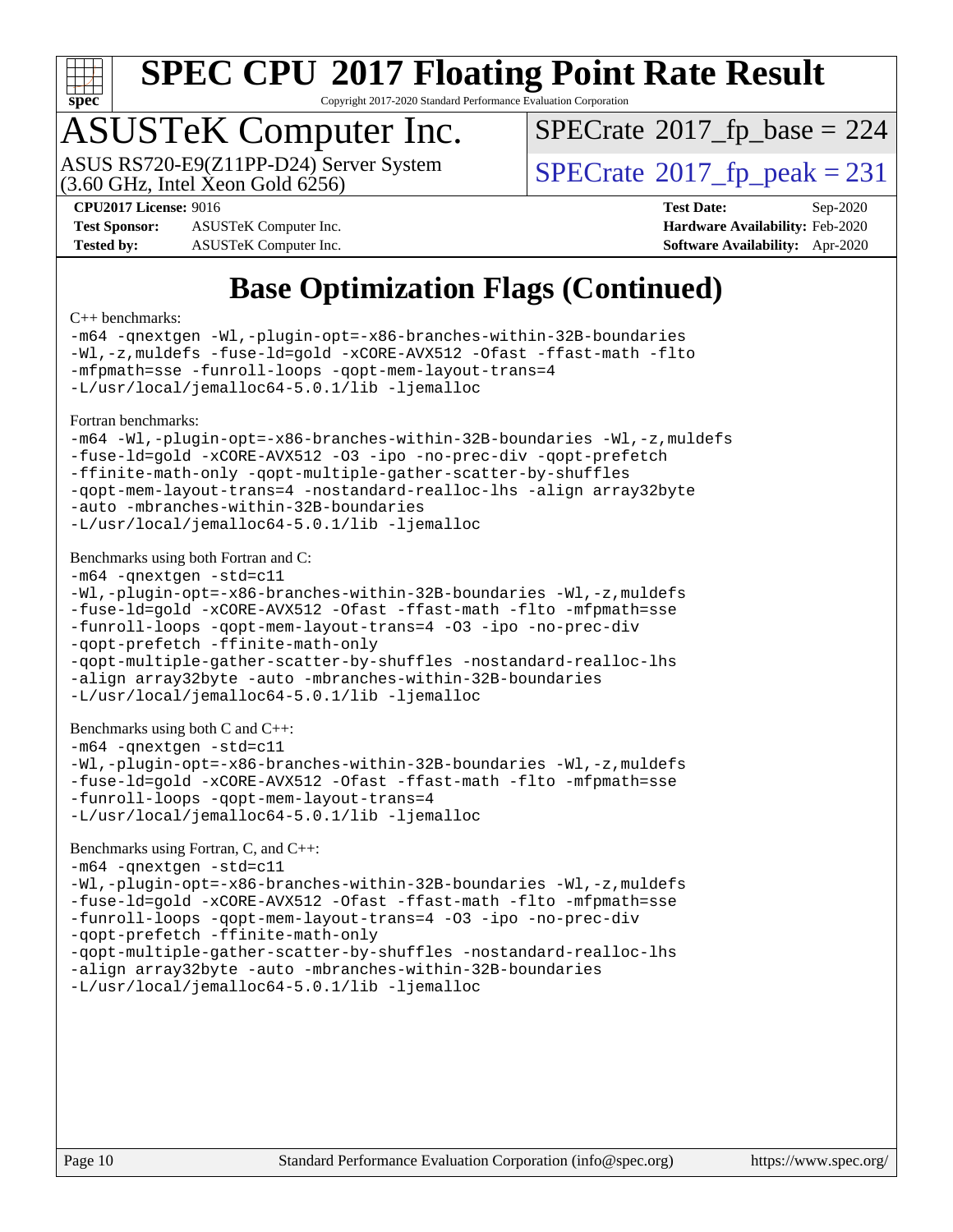# SPEC CPU 2017 Floating Point Rate Result

Copyright 2017-2020 Standard Performance Evaluation Corporation

## ASUSTeK Computer Inc.

ASUS RS720-E9(Z11PP-D24) Server System
(3.60 GHz, Intel Xeon Gold 6256)

SPECrate 2017_fp_base = 224

SPECrate 2017_fp_peak = 231

**CPU2017 License:** 9016
**Test Sponsor:** ASUSTeK Computer Inc.
**Tested by:** ASUSTeK Computer Inc.
**Test Date:** Sep-2020
**Hardware Availability:** Feb-2020
**Software Availability:** Apr-2020

## Base Optimization Flags (Continued)

C++ benchmarks:

```
-m64 -qnextgen -Wl,-plugin-opt=-x86-branches-within-32B-boundaries
-Wl,-z,muldefs -fuse-ld=gold -xCORE-AVX512 -Ofast -ffast-math -flto
-mfpmath=sse -funroll-loops -qopt-mem-layout-trans=4
-L/usr/local/jemalloc64-5.0.1/lib -ljemalloc
```

Fortran benchmarks:

```
-m64 -Wl,-plugin-opt=-x86-branches-within-32B-boundaries -Wl,-z,muldefs
-fuse-ld=gold -xCORE-AVX512 -O3 -ipo -no-prec-div -qopt-prefetch
-ffinite-math-only -qopt-multiple-gather-scatter-by-shuffles
-qopt-mem-layout-trans=4 -nostandard-realloc-lhs -align array32byte
-auto -mbranches-within-32B-boundaries
-L/usr/local/jemalloc64-5.0.1/lib -ljemalloc
```

Benchmarks using both Fortran and C:

```
-m64 -qnextgen -std=c11
-Wl,-plugin-opt=-x86-branches-within-32B-boundaries -Wl,-z,muldefs
-fuse-ld=gold -xCORE-AVX512 -Ofast -ffast-math -flto -mfpmath=sse
-funroll-loops -qopt-mem-layout-trans=4 -O3 -ipo -no-prec-div
-qopt-prefetch -ffinite-math-only
-qopt-multiple-gather-scatter-by-shuffles -nostandard-realloc-lhs
-align array32byte -auto -mbranches-within-32B-boundaries
-L/usr/local/jemalloc64-5.0.1/lib -ljemalloc
```

Benchmarks using both C and C++:

```
-m64 -qnextgen -std=c11
-Wl,-plugin-opt=-x86-branches-within-32B-boundaries -Wl,-z,muldefs
-fuse-ld=gold -xCORE-AVX512 -Ofast -ffast-math -flto -mfpmath=sse
-funroll-loops -qopt-mem-layout-trans=4
-L/usr/local/jemalloc64-5.0.1/lib -ljemalloc
```

Benchmarks using Fortran, C, and C++:

```
-m64 -qnextgen -std=c11
-Wl,-plugin-opt=-x86-branches-within-32B-boundaries -Wl,-z,muldefs
-fuse-ld=gold -xCORE-AVX512 -Ofast -ffast-math -flto -mfpmath=sse
-funroll-loops -qopt-mem-layout-trans=4 -O3 -ipo -no-prec-div
-qopt-prefetch -ffinite-math-only
-qopt-multiple-gather-scatter-by-shuffles -nostandard-realloc-lhs
-align array32byte -auto -mbranches-within-32B-boundaries
-L/usr/local/jemalloc64-5.0.1/lib -ljemalloc
```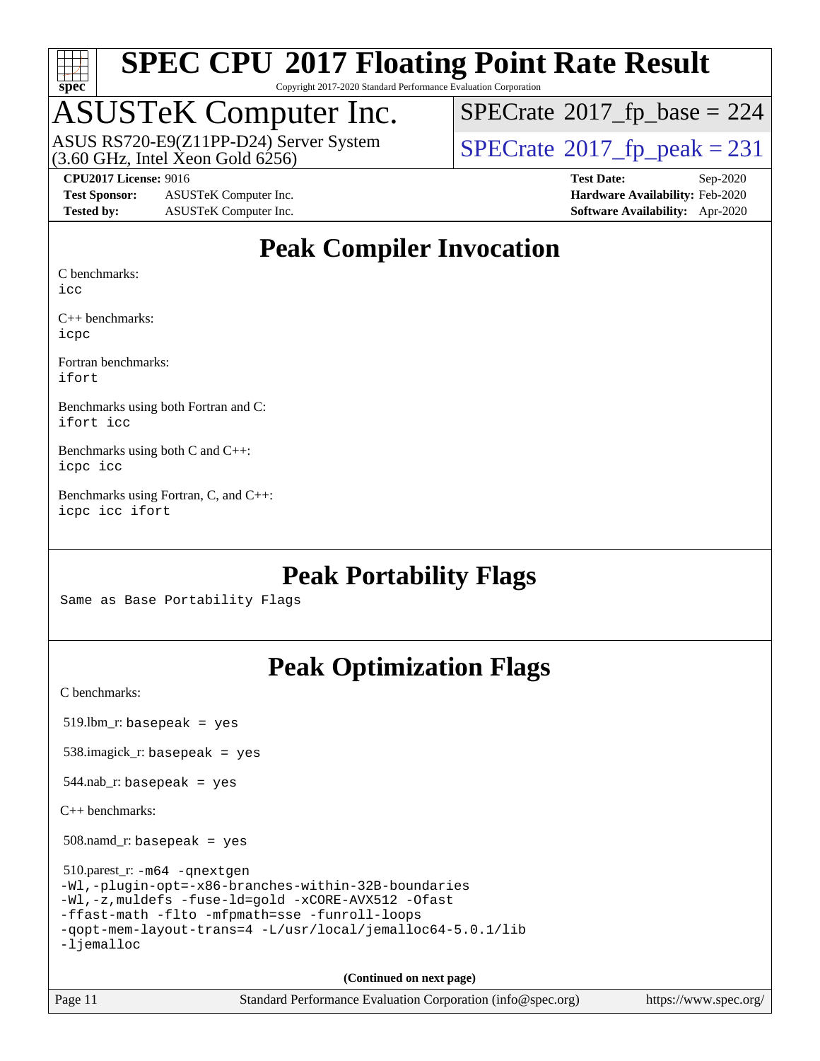# SPEC CPU 2017 Floating Point Rate Result

Copyright 2017-2020 Standard Performance Evaluation Corporation

## ASUSTeK Computer Inc.

ASUS RS720-E9(Z11PP-D24) Server System
(3.60 GHz, Intel Xeon Gold 6256)

SPECrate 2017_fp_base = 224

SPECrate 2017_fp_peak = 231

**CPU2017 License:** 9016
**Test Sponsor:** ASUSTeK Computer Inc.
**Tested by:** ASUSTeK Computer Inc.

**Test Date:** Sep-2020
**Hardware Availability:** Feb-2020
**Software Availability:** Apr-2020

## Peak Compiler Invocation

C benchmarks:
`icc`

C++ benchmarks:
`icpc`

Fortran benchmarks:
`ifort`

Benchmarks using both Fortran and C:
`ifort icc`

Benchmarks using both C and C++:
`icpc icc`

Benchmarks using Fortran, C, and C++:
`icpc icc ifort`

## Peak Portability Flags

Same as Base Portability Flags

## Peak Optimization Flags

C benchmarks:

519.lbm_r: `basepeak = yes`

538.imagick_r: `basepeak = yes`

544.nab_r: `basepeak = yes`

C++ benchmarks:

508.namd_r: `basepeak = yes`

510.parest_r:
```
-m64 -qnextgen
-Wl,-plugin-opt=-x86-branches-within-32B-boundaries
-Wl,-z,muldefs -fuse-ld=gold -xCORE-AVX512 -Ofast
-ffast-math -flto -mfpmath=sse -funroll-loops
-qopt-mem-layout-trans=4 -L/usr/local/jemalloc64-5.0.1/lib
-ljemalloc
```

(Continued on next page)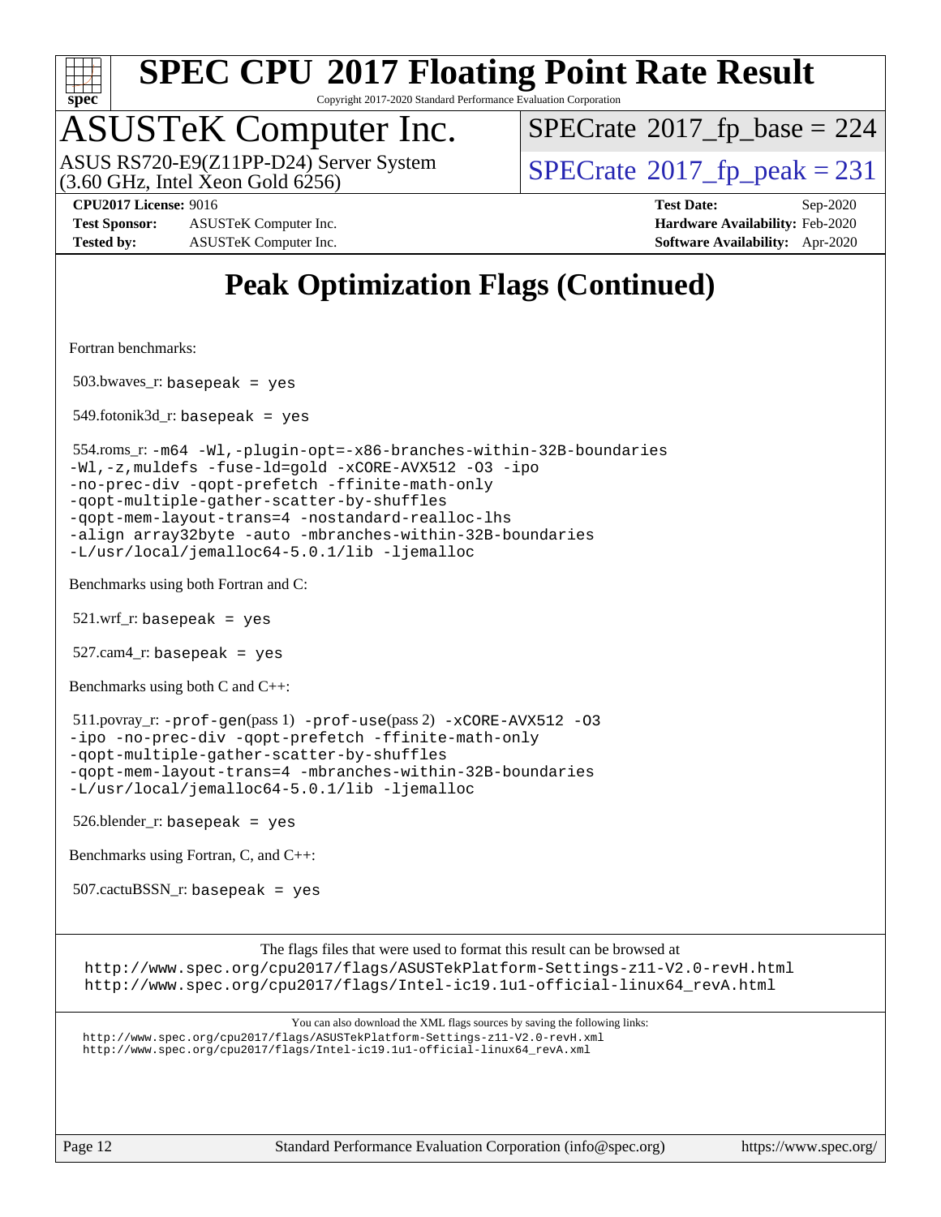# SPEC CPU 2017 Floating Point Rate Result

Copyright 2017-2020 Standard Performance Evaluation Corporation

## ASUSTeK Computer Inc.

ASUS RS720-E9(Z11PP-D24) Server System
(3.60 GHz, Intel Xeon Gold 6256)

SPECrate 2017_fp_base = 224

SPECrate 2017_fp_peak = 231

**CPU2017 License:** 9016
**Test Sponsor:** ASUSTeK Computer Inc.
**Tested by:** ASUSTeK Computer Inc.

**Test Date:** Sep-2020
**Hardware Availability:** Feb-2020
**Software Availability:** Apr-2020

## Peak Optimization Flags (Continued)

Fortran benchmarks:

503.bwaves_r: basepeak = yes

549.fotonik3d_r: basepeak = yes

554.roms_r: -m64 -Wl,-plugin-opt=-x86-branches-within-32B-boundaries -Wl,-z,muldefs -fuse-ld=gold -xCORE-AVX512 -O3 -ipo -no-prec-div -qopt-prefetch -ffinite-math-only -qopt-multiple-gather-scatter-by-shuffles -qopt-mem-layout-trans=4 -nostandard-realloc-lhs -align array32byte -auto -mbranches-within-32B-boundaries -L/usr/local/jemalloc64-5.0.1/lib -ljemalloc

Benchmarks using both Fortran and C:

521.wrf_r: basepeak = yes

527.cam4_r: basepeak = yes

Benchmarks using both C and C++:

511.povray_r: -prof-gen(pass 1) -prof-use(pass 2) -xCORE-AVX512 -O3 -ipo -no-prec-div -qopt-prefetch -ffinite-math-only -qopt-multiple-gather-scatter-by-shuffles -qopt-mem-layout-trans=4 -mbranches-within-32B-boundaries -L/usr/local/jemalloc64-5.0.1/lib -ljemalloc

526.blender_r: basepeak = yes

Benchmarks using Fortran, C, and C++:

507.cactuBSSN_r: basepeak = yes

The flags files that were used to format this result can be browsed at
http://www.spec.org/cpu2017/flags/ASUSTekPlatform-Settings-z11-V2.0-revH.html
http://www.spec.org/cpu2017/flags/Intel-ic19.1u1-official-linux64_revA.html

You can also download the XML flags sources by saving the following links:
http://www.spec.org/cpu2017/flags/ASUSTekPlatform-Settings-z11-V2.0-revH.xml
http://www.spec.org/cpu2017/flags/Intel-ic19.1u1-official-linux64_revA.xml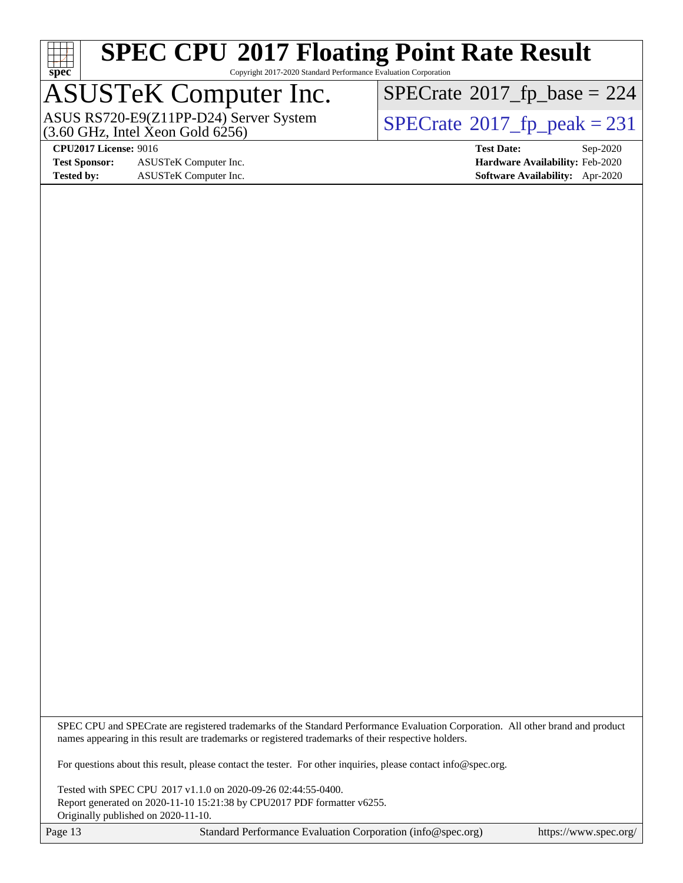SPEC CPU and SPECrate are registered trademarks of the Standard Performance Evaluation Corporation. All other brand and product names appearing in this result are trademarks or registered trademarks of their respective holders.

For questions about this result, please contact the tester. For other inquiries, please contact info@spec.org.

Tested with SPEC CPU 2017 v1.1.0 on 2020-09-26 02:44:55-0400.
Report generated on 2020-11-10 15:21:38 by CPU2017 PDF formatter v6255.
Originally published on 2020-11-10.